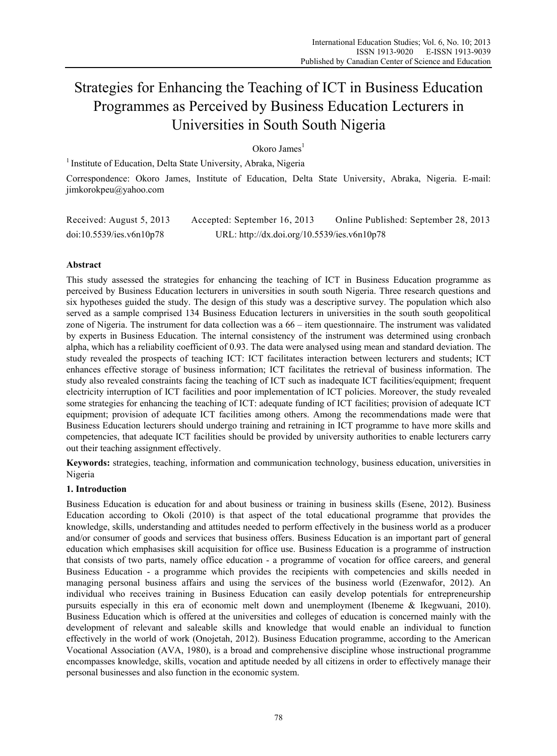# Strategies for Enhancing the Teaching of ICT in Business Education Programmes as Perceived by Business Education Lecturers in Universities in South South Nigeria

Okoro James[1]

[1] Institute of Education, Delta State University, Abraka, Nigeria

Correspondence: Okoro James, Institute of Education, Delta State University, Abraka, Nigeria. E-mail: jimkorokpeu@yahoo.com

Received: August 5, 2013 Accepted: September 16, 2013 Online Published: September 28, 2013

doi:10.5539/ies.v6n10p78 URL: http://dx.doi.org/10.5539/ies.v6n10p78

## Abstract

This study assessed the strategies for enhancing the teaching of ICT in Business Education programme as perceived by Business Education lecturers in universities in south south Nigeria. Three research questions and six hypotheses guided the study. The design of this study was a descriptive survey. The population which also served as a sample comprised 134 Business Education lecturers in universities in the south south geopolitical zone of Nigeria. The instrument for data collection was a 66 – item questionnaire. The instrument was validated by experts in Business Education. The internal consistency of the instrument was determined using cronbach alpha, which has a reliability coefficient of 0.93. The data were analysed using mean and standard deviation. The study revealed the prospects of teaching ICT: ICT facilitates interaction between lecturers and students; ICT enhances effective storage of business information; ICT facilitates the retrieval of business information. The study also revealed constraints facing the teaching of ICT such as inadequate ICT facilities/equipment; frequent electricity interruption of ICT facilities and poor implementation of ICT policies. Moreover, the study revealed some strategies for enhancing the teaching of ICT: adequate funding of ICT facilities; provision of adequate ICT equipment; provision of adequate ICT facilities among others. Among the recommendations made were that Business Education lecturers should undergo training and retraining in ICT programme to have more skills and competencies, that adequate ICT facilities should be provided by university authorities to enable lecturers carry out their teaching assignment effectively.

**Keywords:** strategies, teaching, information and communication technology, business education, universities in Nigeria

## 1. Introduction

Business Education is education for and about business or training in business skills (Esene, 2012). Business Education according to Okoli (2010) is that aspect of the total educational programme that provides the knowledge, skills, understanding and attitudes needed to perform effectively in the business world as a producer and/or consumer of goods and services that business offers. Business Education is an important part of general education which emphasises skill acquisition for office use. Business Education is a programme of instruction that consists of two parts, namely office education - a programme of vocation for office careers, and general Business Education - a programme which provides the recipients with competencies and skills needed in managing personal business affairs and using the services of the business world (Ezenwafor, 2012). An individual who receives training in Business Education can easily develop potentials for entrepreneurship pursuits especially in this era of economic melt down and unemployment (Ibeneme & Ikegwuani, 2010). Business Education which is offered at the universities and colleges of education is concerned mainly with the development of relevant and saleable skills and knowledge that would enable an individual to function effectively in the world of work (Onojetah, 2012). Business Education programme, according to the American Vocational Association (AVA, 1980), is a broad and comprehensive discipline whose instructional programme encompasses knowledge, skills, vocation and aptitude needed by all citizens in order to effectively manage their personal businesses and also function in the economic system.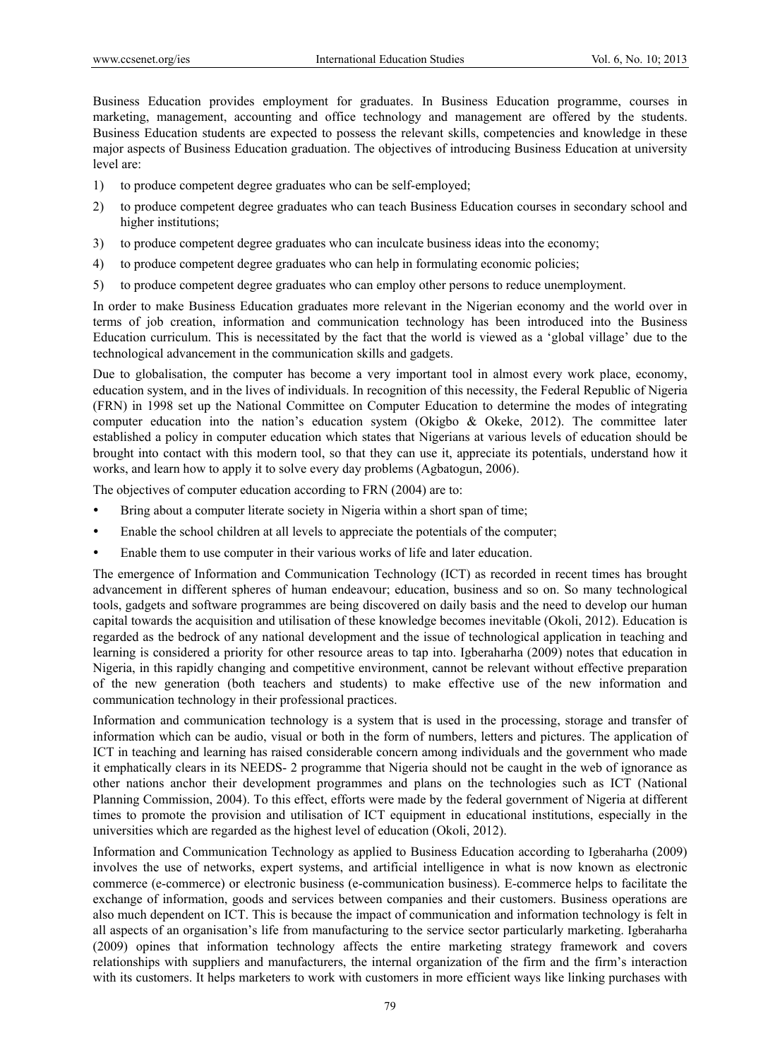Business Education provides employment for graduates. In Business Education programme, courses in marketing, management, accounting and office technology and management are offered by the students. Business Education students are expected to possess the relevant skills, competencies and knowledge in these major aspects of Business Education graduation. The objectives of introducing Business Education at university level are:

1) to produce competent degree graduates who can be self-employed;
2) to produce competent degree graduates who can teach Business Education courses in secondary school and higher institutions;
3) to produce competent degree graduates who can inculcate business ideas into the economy;
4) to produce competent degree graduates who can help in formulating economic policies;
5) to produce competent degree graduates who can employ other persons to reduce unemployment.

In order to make Business Education graduates more relevant in the Nigerian economy and the world over in terms of job creation, information and communication technology has been introduced into the Business Education curriculum. This is necessitated by the fact that the world is viewed as a 'global village' due to the technological advancement in the communication skills and gadgets.

Due to globalisation, the computer has become a very important tool in almost every work place, economy, education system, and in the lives of individuals. In recognition of this necessity, the Federal Republic of Nigeria (FRN) in 1998 set up the National Committee on Computer Education to determine the modes of integrating computer education into the nation's education system (Okigbo & Okeke, 2012). The committee later established a policy in computer education which states that Nigerians at various levels of education should be brought into contact with this modern tool, so that they can use it, appreciate its potentials, understand how it works, and learn how to apply it to solve every day problems (Agbatogun, 2006).

The objectives of computer education according to FRN (2004) are to:

- Bring about a computer literate society in Nigeria within a short span of time;
- Enable the school children at all levels to appreciate the potentials of the computer;
- Enable them to use computer in their various works of life and later education.

The emergence of Information and Communication Technology (ICT) as recorded in recent times has brought advancement in different spheres of human endeavour; education, business and so on. So many technological tools, gadgets and software programmes are being discovered on daily basis and the need to develop our human capital towards the acquisition and utilisation of these knowledge becomes inevitable (Okoli, 2012). Education is regarded as the bedrock of any national development and the issue of technological application in teaching and learning is considered a priority for other resource areas to tap into. Igberaharha (2009) notes that education in Nigeria, in this rapidly changing and competitive environment, cannot be relevant without effective preparation of the new generation (both teachers and students) to make effective use of the new information and communication technology in their professional practices.

Information and communication technology is a system that is used in the processing, storage and transfer of information which can be audio, visual or both in the form of numbers, letters and pictures. The application of ICT in teaching and learning has raised considerable concern among individuals and the government who made it emphatically clears in its NEEDS- 2 programme that Nigeria should not be caught in the web of ignorance as other nations anchor their development programmes and plans on the technologies such as ICT (National Planning Commission, 2004). To this effect, efforts were made by the federal government of Nigeria at different times to promote the provision and utilisation of ICT equipment in educational institutions, especially in the universities which are regarded as the highest level of education (Okoli, 2012).

Information and Communication Technology as applied to Business Education according to Igberaharha (2009) involves the use of networks, expert systems, and artificial intelligence in what is now known as electronic commerce (e-commerce) or electronic business (e-communication business). E-commerce helps to facilitate the exchange of information, goods and services between companies and their customers. Business operations are also much dependent on ICT. This is because the impact of communication and information technology is felt in all aspects of an organisation's life from manufacturing to the service sector particularly marketing. Igberaharha (2009) opines that information technology affects the entire marketing strategy framework and covers relationships with suppliers and manufacturers, the internal organization of the firm and the firm's interaction with its customers. It helps marketers to work with customers in more efficient ways like linking purchases with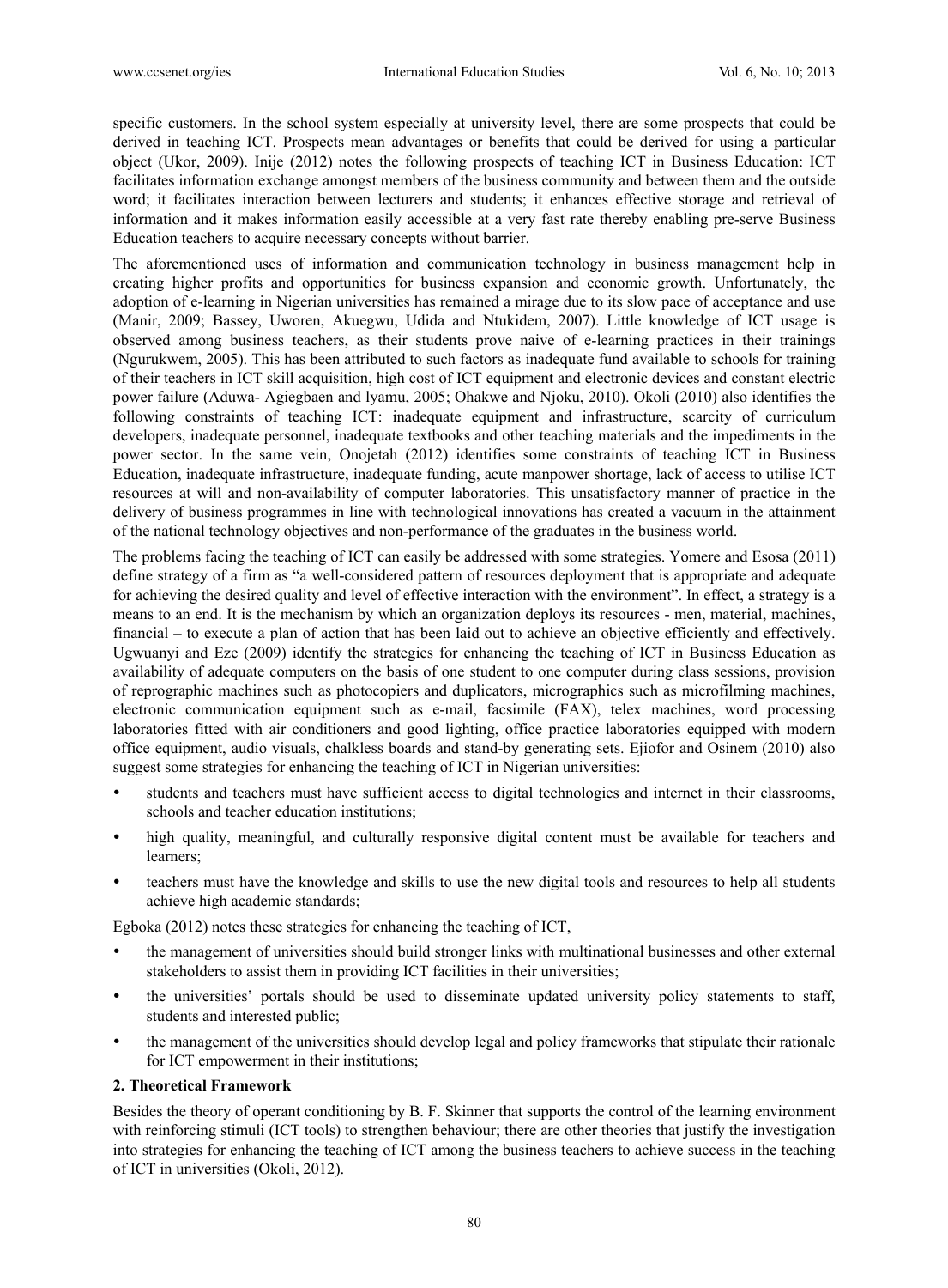specific customers. In the school system especially at university level, there are some prospects that could be derived in teaching ICT. Prospects mean advantages or benefits that could be derived for using a particular object (Ukor, 2009). Inije (2012) notes the following prospects of teaching ICT in Business Education: ICT facilitates information exchange amongst members of the business community and between them and the outside word; it facilitates interaction between lecturers and students; it enhances effective storage and retrieval of information and it makes information easily accessible at a very fast rate thereby enabling pre-serve Business Education teachers to acquire necessary concepts without barrier.

The aforementioned uses of information and communication technology in business management help in creating higher profits and opportunities for business expansion and economic growth. Unfortunately, the adoption of e-learning in Nigerian universities has remained a mirage due to its slow pace of acceptance and use (Manir, 2009; Bassey, Uworen, Akuegwu, Udida and Ntukidem, 2007). Little knowledge of ICT usage is observed among business teachers, as their students prove naive of e-learning practices in their trainings (Ngurukwem, 2005). This has been attributed to such factors as inadequate fund available to schools for training of their teachers in ICT skill acquisition, high cost of ICT equipment and electronic devices and constant electric power failure (Aduwa- Agiegbaen and lyamu, 2005; Ohakwe and Njoku, 2010). Okoli (2010) also identifies the following constraints of teaching ICT: inadequate equipment and infrastructure, scarcity of curriculum developers, inadequate personnel, inadequate textbooks and other teaching materials and the impediments in the power sector. In the same vein, Onojetah (2012) identifies some constraints of teaching ICT in Business Education, inadequate infrastructure, inadequate funding, acute manpower shortage, lack of access to utilise ICT resources at will and non-availability of computer laboratories. This unsatisfactory manner of practice in the delivery of business programmes in line with technological innovations has created a vacuum in the attainment of the national technology objectives and non-performance of the graduates in the business world.

The problems facing the teaching of ICT can easily be addressed with some strategies. Yomere and Esosa (2011) define strategy of a firm as "a well-considered pattern of resources deployment that is appropriate and adequate for achieving the desired quality and level of effective interaction with the environment". In effect, a strategy is a means to an end. It is the mechanism by which an organization deploys its resources - men, material, machines, financial – to execute a plan of action that has been laid out to achieve an objective efficiently and effectively. Ugwuanyi and Eze (2009) identify the strategies for enhancing the teaching of ICT in Business Education as availability of adequate computers on the basis of one student to one computer during class sessions, provision of reprographic machines such as photocopiers and duplicators, micrographics such as microfilming machines, electronic communication equipment such as e-mail, facsimile (FAX), telex machines, word processing laboratories fitted with air conditioners and good lighting, office practice laboratories equipped with modern office equipment, audio visuals, chalkless boards and stand-by generating sets. Ejiofor and Osinem (2010) also suggest some strategies for enhancing the teaching of ICT in Nigerian universities:

- students and teachers must have sufficient access to digital technologies and internet in their classrooms, schools and teacher education institutions;
- high quality, meaningful, and culturally responsive digital content must be available for teachers and learners;
- teachers must have the knowledge and skills to use the new digital tools and resources to help all students achieve high academic standards;

Egboka (2012) notes these strategies for enhancing the teaching of ICT,

- the management of universities should build stronger links with multinational businesses and other external stakeholders to assist them in providing ICT facilities in their universities;
- the universities' portals should be used to disseminate updated university policy statements to staff, students and interested public;
- the management of the universities should develop legal and policy frameworks that stipulate their rationale for ICT empowerment in their institutions;

## 2. Theoretical Framework

Besides the theory of operant conditioning by B. F. Skinner that supports the control of the learning environment with reinforcing stimuli (ICT tools) to strengthen behaviour; there are other theories that justify the investigation into strategies for enhancing the teaching of ICT among the business teachers to achieve success in the teaching of ICT in universities (Okoli, 2012).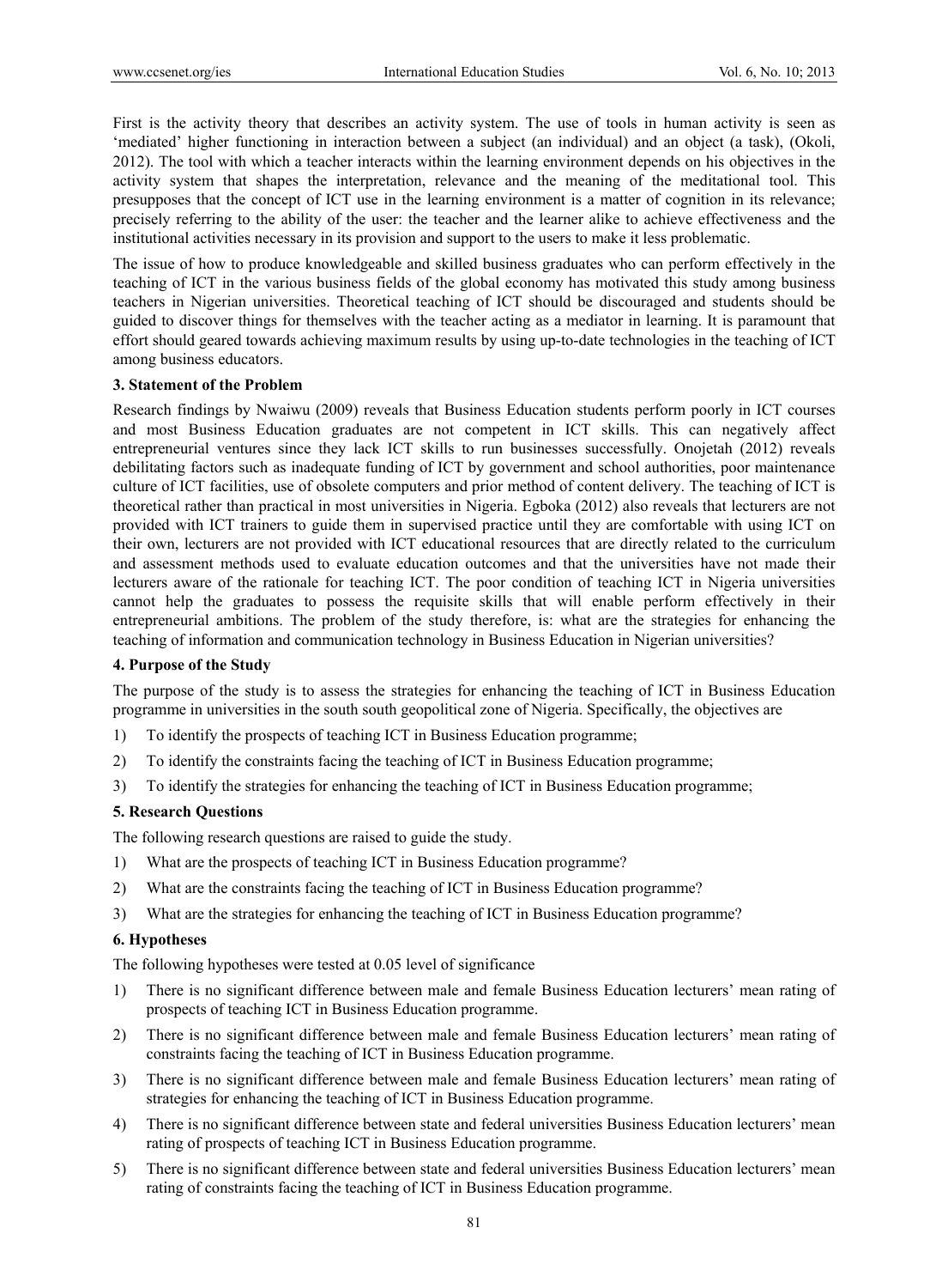First is the activity theory that describes an activity system. The use of tools in human activity is seen as 'mediated' higher functioning in interaction between a subject (an individual) and an object (a task), (Okoli, 2012). The tool with which a teacher interacts within the learning environment depends on his objectives in the activity system that shapes the interpretation, relevance and the meaning of the meditational tool. This presupposes that the concept of ICT use in the learning environment is a matter of cognition in its relevance; precisely referring to the ability of the user: the teacher and the learner alike to achieve effectiveness and the institutional activities necessary in its provision and support to the users to make it less problematic.

The issue of how to produce knowledgeable and skilled business graduates who can perform effectively in the teaching of ICT in the various business fields of the global economy has motivated this study among business teachers in Nigerian universities. Theoretical teaching of ICT should be discouraged and students should be guided to discover things for themselves with the teacher acting as a mediator in learning. It is paramount that effort should geared towards achieving maximum results by using up-to-date technologies in the teaching of ICT among business educators.

### 3. Statement of the Problem

Research findings by Nwaiwu (2009) reveals that Business Education students perform poorly in ICT courses and most Business Education graduates are not competent in ICT skills. This can negatively affect entrepreneurial ventures since they lack ICT skills to run businesses successfully. Onojetah (2012) reveals debilitating factors such as inadequate funding of ICT by government and school authorities, poor maintenance culture of ICT facilities, use of obsolete computers and prior method of content delivery. The teaching of ICT is theoretical rather than practical in most universities in Nigeria. Egboka (2012) also reveals that lecturers are not provided with ICT trainers to guide them in supervised practice until they are comfortable with using ICT on their own, lecturers are not provided with ICT educational resources that are directly related to the curriculum and assessment methods used to evaluate education outcomes and that the universities have not made their lecturers aware of the rationale for teaching ICT. The poor condition of teaching ICT in Nigeria universities cannot help the graduates to possess the requisite skills that will enable perform effectively in their entrepreneurial ambitions. The problem of the study therefore, is: what are the strategies for enhancing the teaching of information and communication technology in Business Education in Nigerian universities?

### 4. Purpose of the Study

The purpose of the study is to assess the strategies for enhancing the teaching of ICT in Business Education programme in universities in the south south geopolitical zone of Nigeria. Specifically, the objectives are

1) To identify the prospects of teaching ICT in Business Education programme;
2) To identify the constraints facing the teaching of ICT in Business Education programme;
3) To identify the strategies for enhancing the teaching of ICT in Business Education programme;

### 5. Research Questions

The following research questions are raised to guide the study.

1) What are the prospects of teaching ICT in Business Education programme?
2) What are the constraints facing the teaching of ICT in Business Education programme?
3) What are the strategies for enhancing the teaching of ICT in Business Education programme?

### 6. Hypotheses

The following hypotheses were tested at 0.05 level of significance

1) There is no significant difference between male and female Business Education lecturers' mean rating of prospects of teaching ICT in Business Education programme.
2) There is no significant difference between male and female Business Education lecturers' mean rating of constraints facing the teaching of ICT in Business Education programme.
3) There is no significant difference between male and female Business Education lecturers' mean rating of strategies for enhancing the teaching of ICT in Business Education programme.
4) There is no significant difference between state and federal universities Business Education lecturers' mean rating of prospects of teaching ICT in Business Education programme.
5) There is no significant difference between state and federal universities Business Education lecturers' mean rating of constraints facing the teaching of ICT in Business Education programme.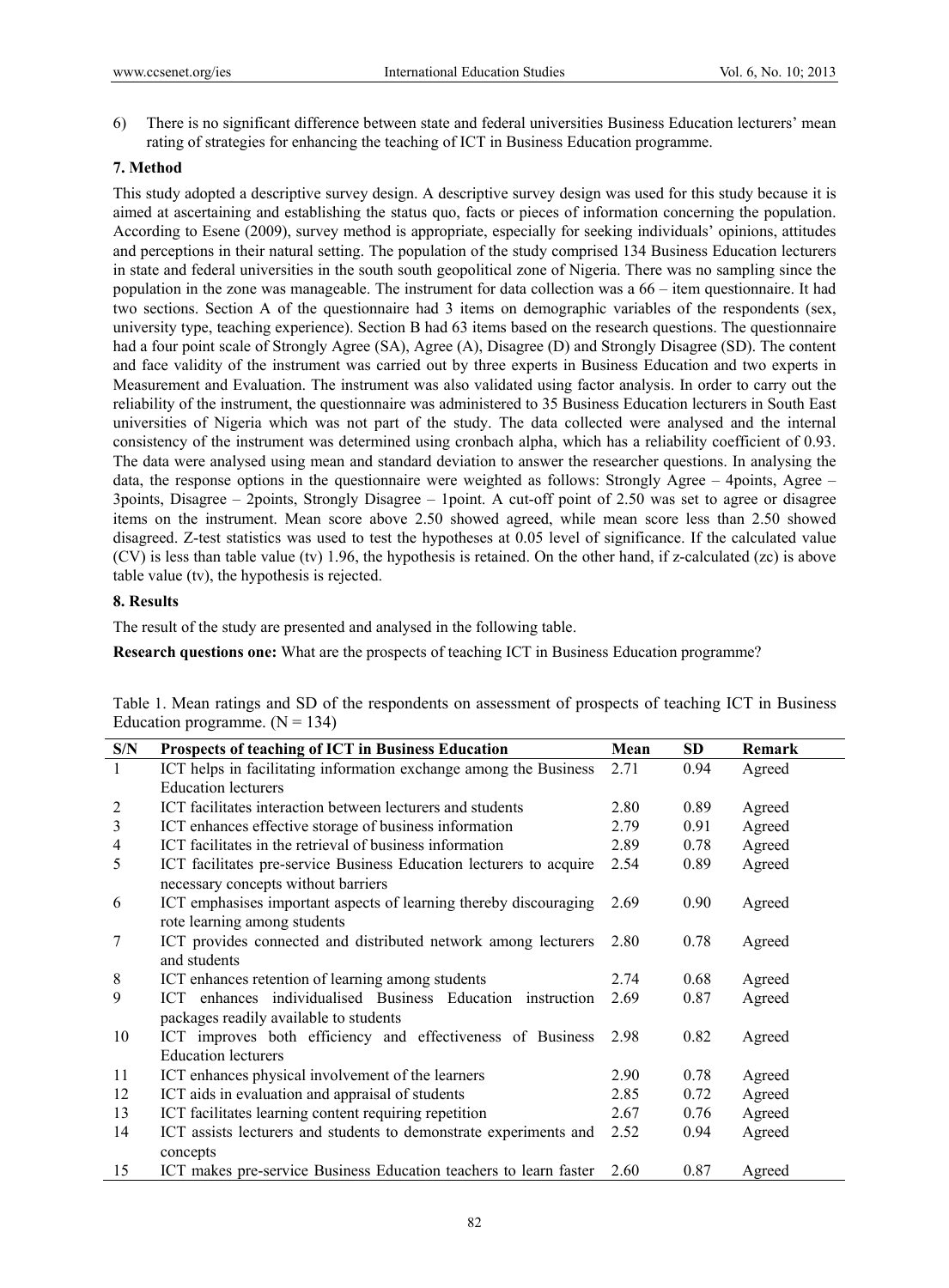6) There is no significant difference between state and federal universities Business Education lecturers' mean rating of strategies for enhancing the teaching of ICT in Business Education programme.

## 7. Method

This study adopted a descriptive survey design. A descriptive survey design was used for this study because it is aimed at ascertaining and establishing the status quo, facts or pieces of information concerning the population. According to Esene (2009), survey method is appropriate, especially for seeking individuals' opinions, attitudes and perceptions in their natural setting. The population of the study comprised 134 Business Education lecturers in state and federal universities in the south south geopolitical zone of Nigeria. There was no sampling since the population in the zone was manageable. The instrument for data collection was a 66 – item questionnaire. It had two sections. Section A of the questionnaire had 3 items on demographic variables of the respondents (sex, university type, teaching experience). Section B had 63 items based on the research questions. The questionnaire had a four point scale of Strongly Agree (SA), Agree (A), Disagree (D) and Strongly Disagree (SD). The content and face validity of the instrument was carried out by three experts in Business Education and two experts in Measurement and Evaluation. The instrument was also validated using factor analysis. In order to carry out the reliability of the instrument, the questionnaire was administered to 35 Business Education lecturers in South East universities of Nigeria which was not part of the study. The data collected were analysed and the internal consistency of the instrument was determined using cronbach alpha, which has a reliability coefficient of 0.93. The data were analysed using mean and standard deviation to answer the researcher questions. In analysing the data, the response options in the questionnaire were weighted as follows: Strongly Agree – 4points, Agree – 3points, Disagree – 2points, Strongly Disagree – 1point. A cut-off point of 2.50 was set to agree or disagree items on the instrument. Mean score above 2.50 showed agreed, while mean score less than 2.50 showed disagreed. Z-test statistics was used to test the hypotheses at 0.05 level of significance. If the calculated value (CV) is less than table value (tv) 1.96, the hypothesis is retained. On the other hand, if z-calculated (zc) is above table value (tv), the hypothesis is rejected.

## 8. Results

The result of the study are presented and analysed in the following table.

**Research questions one:** What are the prospects of teaching ICT in Business Education programme?

Table 1. Mean ratings and SD of the respondents on assessment of prospects of teaching ICT in Business Education programme. (N = 134)

| S/N | Prospects of teaching of ICT in Business Education | Mean | SD | Remark |
|---|---|---|---|---|
| 1 | ICT helps in facilitating information exchange among the Business Education lecturers | 2.71 | 0.94 | Agreed |
| 2 | ICT facilitates interaction between lecturers and students | 2.80 | 0.89 | Agreed |
| 3 | ICT enhances effective storage of business information | 2.79 | 0.91 | Agreed |
| 4 | ICT facilitates in the retrieval of business information | 2.89 | 0.78 | Agreed |
| 5 | ICT facilitates pre-service Business Education lecturers to acquire necessary concepts without barriers | 2.54 | 0.89 | Agreed |
| 6 | ICT emphasises important aspects of learning thereby discouraging rote learning among students | 2.69 | 0.90 | Agreed |
| 7 | ICT provides connected and distributed network among lecturers and students | 2.80 | 0.78 | Agreed |
| 8 | ICT enhances retention of learning among students | 2.74 | 0.68 | Agreed |
| 9 | ICT enhances individualised Business Education instruction packages readily available to students | 2.69 | 0.87 | Agreed |
| 10 | ICT improves both efficiency and effectiveness of Business Education lecturers | 2.98 | 0.82 | Agreed |
| 11 | ICT enhances physical involvement of the learners | 2.90 | 0.78 | Agreed |
| 12 | ICT aids in evaluation and appraisal of students | 2.85 | 0.72 | Agreed |
| 13 | ICT facilitates learning content requiring repetition | 2.67 | 0.76 | Agreed |
| 14 | ICT assists lecturers and students to demonstrate experiments and concepts | 2.52 | 0.94 | Agreed |
| 15 | ICT makes pre-service Business Education teachers to learn faster | 2.60 | 0.87 | Agreed |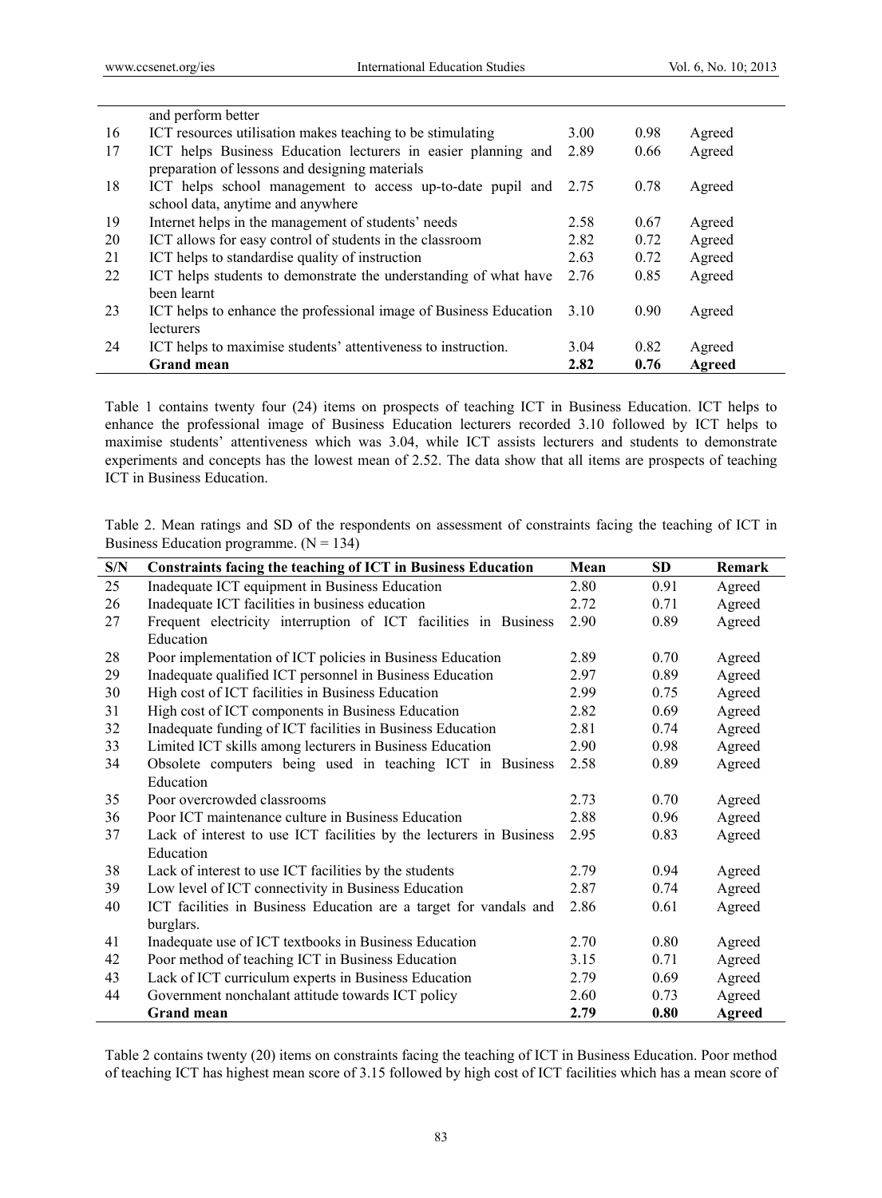| | | | | |
|---|---|---|---|---|
| | and perform better | | | |
| 16 | ICT resources utilisation makes teaching to be stimulating | 3.00 | 0.98 | Agreed |
| 17 | ICT helps Business Education lecturers in easier planning and preparation of lessons and designing materials | 2.89 | 0.66 | Agreed |
| 18 | ICT helps school management to access up-to-date pupil and school data, anytime and anywhere | 2.75 | 0.78 | Agreed |
| 19 | Internet helps in the management of students' needs | 2.58 | 0.67 | Agreed |
| 20 | ICT allows for easy control of students in the classroom | 2.82 | 0.72 | Agreed |
| 21 | ICT helps to standardise quality of instruction | 2.63 | 0.72 | Agreed |
| 22 | ICT helps students to demonstrate the understanding of what have been learnt | 2.76 | 0.85 | Agreed |
| 23 | ICT helps to enhance the professional image of Business Education lecturers | 3.10 | 0.90 | Agreed |
| 24 | ICT helps to maximise students' attentiveness to instruction. | 3.04 | 0.82 | Agreed |
| | **Grand mean** | **2.82** | **0.76** | **Agreed** |

Table 1 contains twenty four (24) items on prospects of teaching ICT in Business Education. ICT helps to enhance the professional image of Business Education lecturers recorded 3.10 followed by ICT helps to maximise students' attentiveness which was 3.04, while ICT assists lecturers and students to demonstrate experiments and concepts has the lowest mean of 2.52. The data show that all items are prospects of teaching ICT in Business Education.

Table 2. Mean ratings and SD of the respondents on assessment of constraints facing the teaching of ICT in Business Education programme. (N = 134)

| S/N | Constraints facing the teaching of ICT in Business Education | Mean | SD | Remark |
|---|---|---|---|---|
| 25 | Inadequate ICT equipment in Business Education | 2.80 | 0.91 | Agreed |
| 26 | Inadequate ICT facilities in business education | 2.72 | 0.71 | Agreed |
| 27 | Frequent electricity interruption of ICT facilities in Business Education | 2.90 | 0.89 | Agreed |
| 28 | Poor implementation of ICT policies in Business Education | 2.89 | 0.70 | Agreed |
| 29 | Inadequate qualified ICT personnel in Business Education | 2.97 | 0.89 | Agreed |
| 30 | High cost of ICT facilities in Business Education | 2.99 | 0.75 | Agreed |
| 31 | High cost of ICT components in Business Education | 2.82 | 0.69 | Agreed |
| 32 | Inadequate funding of ICT facilities in Business Education | 2.81 | 0.74 | Agreed |
| 33 | Limited ICT skills among lecturers in Business Education | 2.90 | 0.98 | Agreed |
| 34 | Obsolete computers being used in teaching ICT in Business Education | 2.58 | 0.89 | Agreed |
| 35 | Poor overcrowded classrooms | 2.73 | 0.70 | Agreed |
| 36 | Poor ICT maintenance culture in Business Education | 2.88 | 0.96 | Agreed |
| 37 | Lack of interest to use ICT facilities by the lecturers in Business Education | 2.95 | 0.83 | Agreed |
| 38 | Lack of interest to use ICT facilities by the students | 2.79 | 0.94 | Agreed |
| 39 | Low level of ICT connectivity in Business Education | 2.87 | 0.74 | Agreed |
| 40 | ICT facilities in Business Education are a target for vandals and burglars. | 2.86 | 0.61 | Agreed |
| 41 | Inadequate use of ICT textbooks in Business Education | 2.70 | 0.80 | Agreed |
| 42 | Poor method of teaching ICT in Business Education | 3.15 | 0.71 | Agreed |
| 43 | Lack of ICT curriculum experts in Business Education | 2.79 | 0.69 | Agreed |
| 44 | Government nonchalant attitude towards ICT policy | 2.60 | 0.73 | Agreed |
| | **Grand mean** | **2.79** | **0.80** | **Agreed** |

Table 2 contains twenty (20) items on constraints facing the teaching of ICT in Business Education. Poor method of teaching ICT has highest mean score of 3.15 followed by high cost of ICT facilities which has a mean score of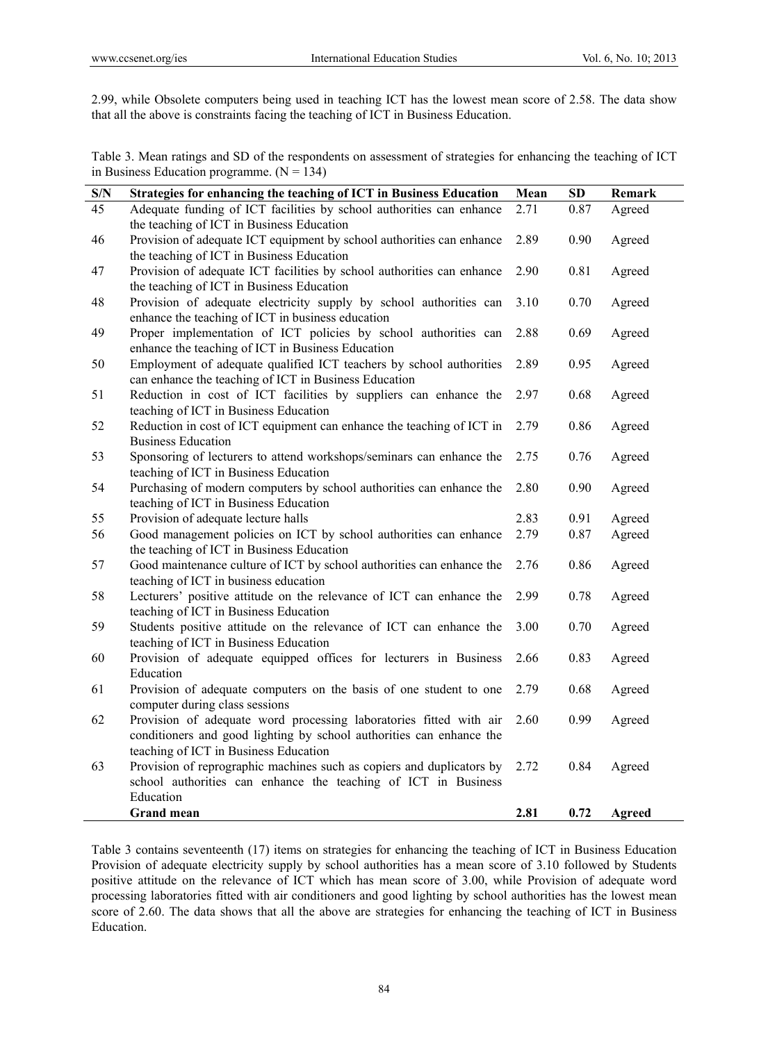2.99, while Obsolete computers being used in teaching ICT has the lowest mean score of 2.58. The data show that all the above is constraints facing the teaching of ICT in Business Education.

Table 3. Mean ratings and SD of the respondents on assessment of strategies for enhancing the teaching of ICT in Business Education programme. (N = 134)

| S/N | Strategies for enhancing the teaching of ICT in Business Education | Mean | SD | Remark |
|---|---|---|---|---|
| 45 | Adequate funding of ICT facilities by school authorities can enhance the teaching of ICT in Business Education | 2.71 | 0.87 | Agreed |
| 46 | Provision of adequate ICT equipment by school authorities can enhance the teaching of ICT in Business Education | 2.89 | 0.90 | Agreed |
| 47 | Provision of adequate ICT facilities by school authorities can enhance the teaching of ICT in Business Education | 2.90 | 0.81 | Agreed |
| 48 | Provision of adequate electricity supply by school authorities can enhance the teaching of ICT in business education | 3.10 | 0.70 | Agreed |
| 49 | Proper implementation of ICT policies by school authorities can enhance the teaching of ICT in Business Education | 2.88 | 0.69 | Agreed |
| 50 | Employment of adequate qualified ICT teachers by school authorities can enhance the teaching of ICT in Business Education | 2.89 | 0.95 | Agreed |
| 51 | Reduction in cost of ICT facilities by suppliers can enhance the teaching of ICT in Business Education | 2.97 | 0.68 | Agreed |
| 52 | Reduction in cost of ICT equipment can enhance the teaching of ICT in Business Education | 2.79 | 0.86 | Agreed |
| 53 | Sponsoring of lecturers to attend workshops/seminars can enhance the teaching of ICT in Business Education | 2.75 | 0.76 | Agreed |
| 54 | Purchasing of modern computers by school authorities can enhance the teaching of ICT in Business Education | 2.80 | 0.90 | Agreed |
| 55 | Provision of adequate lecture halls | 2.83 | 0.91 | Agreed |
| 56 | Good management policies on ICT by school authorities can enhance the teaching of ICT in Business Education | 2.79 | 0.87 | Agreed |
| 57 | Good maintenance culture of ICT by school authorities can enhance the teaching of ICT in business education | 2.76 | 0.86 | Agreed |
| 58 | Lecturers' positive attitude on the relevance of ICT can enhance the teaching of ICT in Business Education | 2.99 | 0.78 | Agreed |
| 59 | Students positive attitude on the relevance of ICT can enhance the teaching of ICT in Business Education | 3.00 | 0.70 | Agreed |
| 60 | Provision of adequate equipped offices for lecturers in Business Education | 2.66 | 0.83 | Agreed |
| 61 | Provision of adequate computers on the basis of one student to one computer during class sessions | 2.79 | 0.68 | Agreed |
| 62 | Provision of adequate word processing laboratories fitted with air conditioners and good lighting by school authorities can enhance the teaching of ICT in Business Education | 2.60 | 0.99 | Agreed |
| 63 | Provision of reprographic machines such as copiers and duplicators by school authorities can enhance the teaching of ICT in Business Education | 2.72 | 0.84 | Agreed |
| | **Grand mean** | **2.81** | **0.72** | **Agreed** |

Table 3 contains seventeenth (17) items on strategies for enhancing the teaching of ICT in Business Education Provision of adequate electricity supply by school authorities has a mean score of 3.10 followed by Students positive attitude on the relevance of ICT which has mean score of 3.00, while Provision of adequate word processing laboratories fitted with air conditioners and good lighting by school authorities has the lowest mean score of 2.60. The data shows that all the above are strategies for enhancing the teaching of ICT in Business Education.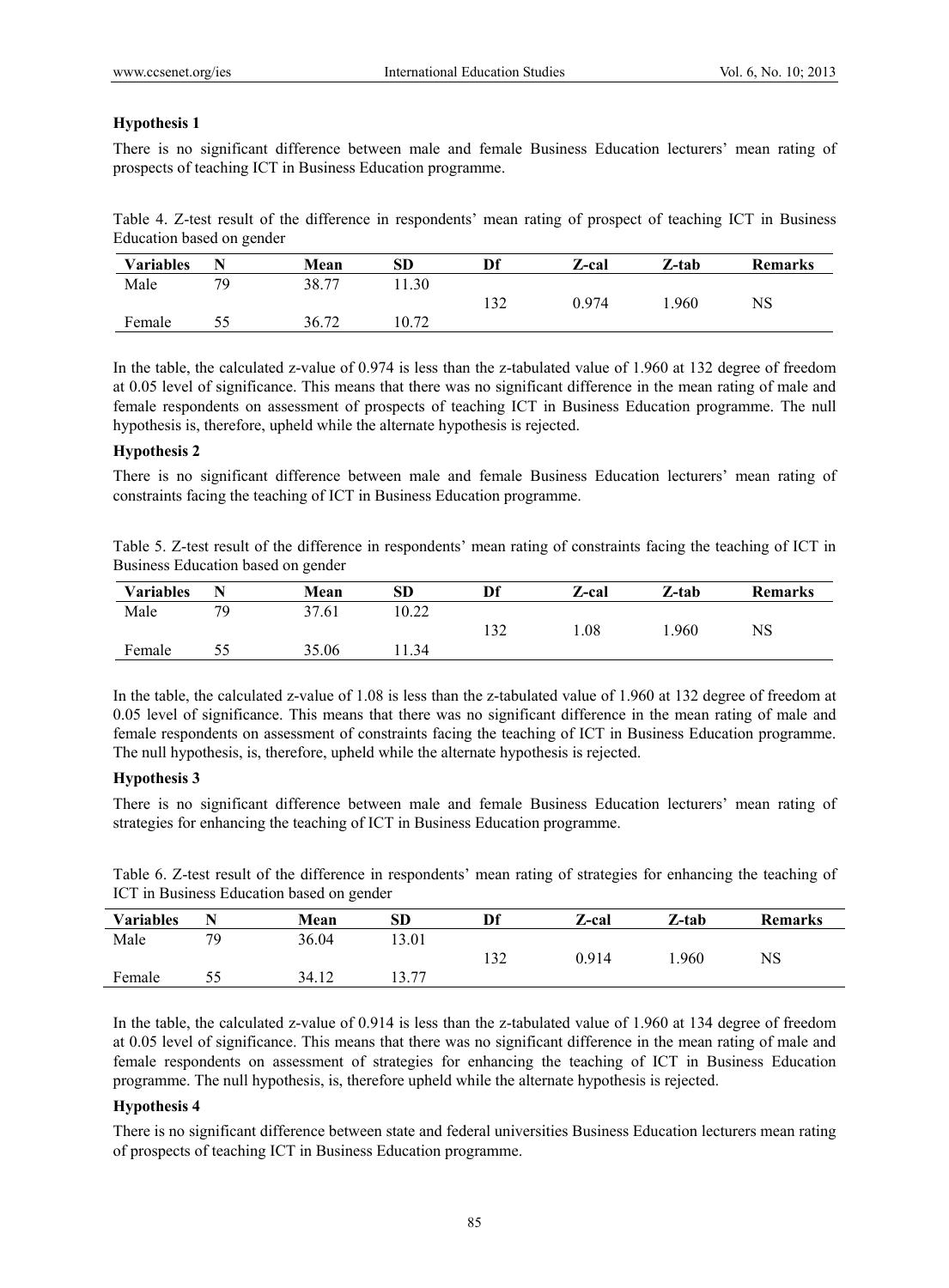**Hypothesis 1**

There is no significant difference between male and female Business Education lecturers' mean rating of prospects of teaching ICT in Business Education programme.

Table 4. Z-test result of the difference in respondents' mean rating of prospect of teaching ICT in Business Education based on gender

| Variables | N | Mean | SD | Df | Z-cal | Z-tab | Remarks |
|---|---|---|---|---|---|---|---|
| Male | 79 | 38.77 | 11.30 | 132 | 0.974 | 1.960 | NS |
| Female | 55 | 36.72 | 10.72 | | | | |

In the table, the calculated z-value of 0.974 is less than the z-tabulated value of 1.960 at 132 degree of freedom at 0.05 level of significance. This means that there was no significant difference in the mean rating of male and female respondents on assessment of prospects of teaching ICT in Business Education programme. The null hypothesis is, therefore, upheld while the alternate hypothesis is rejected.

**Hypothesis 2**

There is no significant difference between male and female Business Education lecturers' mean rating of constraints facing the teaching of ICT in Business Education programme.

Table 5. Z-test result of the difference in respondents' mean rating of constraints facing the teaching of ICT in Business Education based on gender

| Variables | N | Mean | SD | Df | Z-cal | Z-tab | Remarks |
|---|---|---|---|---|---|---|---|
| Male | 79 | 37.61 | 10.22 | 132 | 1.08 | 1.960 | NS |
| Female | 55 | 35.06 | 11.34 | | | | |

In the table, the calculated z-value of 1.08 is less than the z-tabulated value of 1.960 at 132 degree of freedom at 0.05 level of significance. This means that there was no significant difference in the mean rating of male and female respondents on assessment of constraints facing the teaching of ICT in Business Education programme. The null hypothesis, is, therefore, upheld while the alternate hypothesis is rejected.

**Hypothesis 3**

There is no significant difference between male and female Business Education lecturers' mean rating of strategies for enhancing the teaching of ICT in Business Education programme.

Table 6. Z-test result of the difference in respondents' mean rating of strategies for enhancing the teaching of ICT in Business Education based on gender

| Variables | N | Mean | SD | Df | Z-cal | Z-tab | Remarks |
|---|---|---|---|---|---|---|---|
| Male | 79 | 36.04 | 13.01 | 132 | 0.914 | 1.960 | NS |
| Female | 55 | 34.12 | 13.77 | | | | |

In the table, the calculated z-value of 0.914 is less than the z-tabulated value of 1.960 at 134 degree of freedom at 0.05 level of significance. This means that there was no significant difference in the mean rating of male and female respondents on assessment of strategies for enhancing the teaching of ICT in Business Education programme. The null hypothesis, is, therefore upheld while the alternate hypothesis is rejected.

**Hypothesis 4**

There is no significant difference between state and federal universities Business Education lecturers mean rating of prospects of teaching ICT in Business Education programme.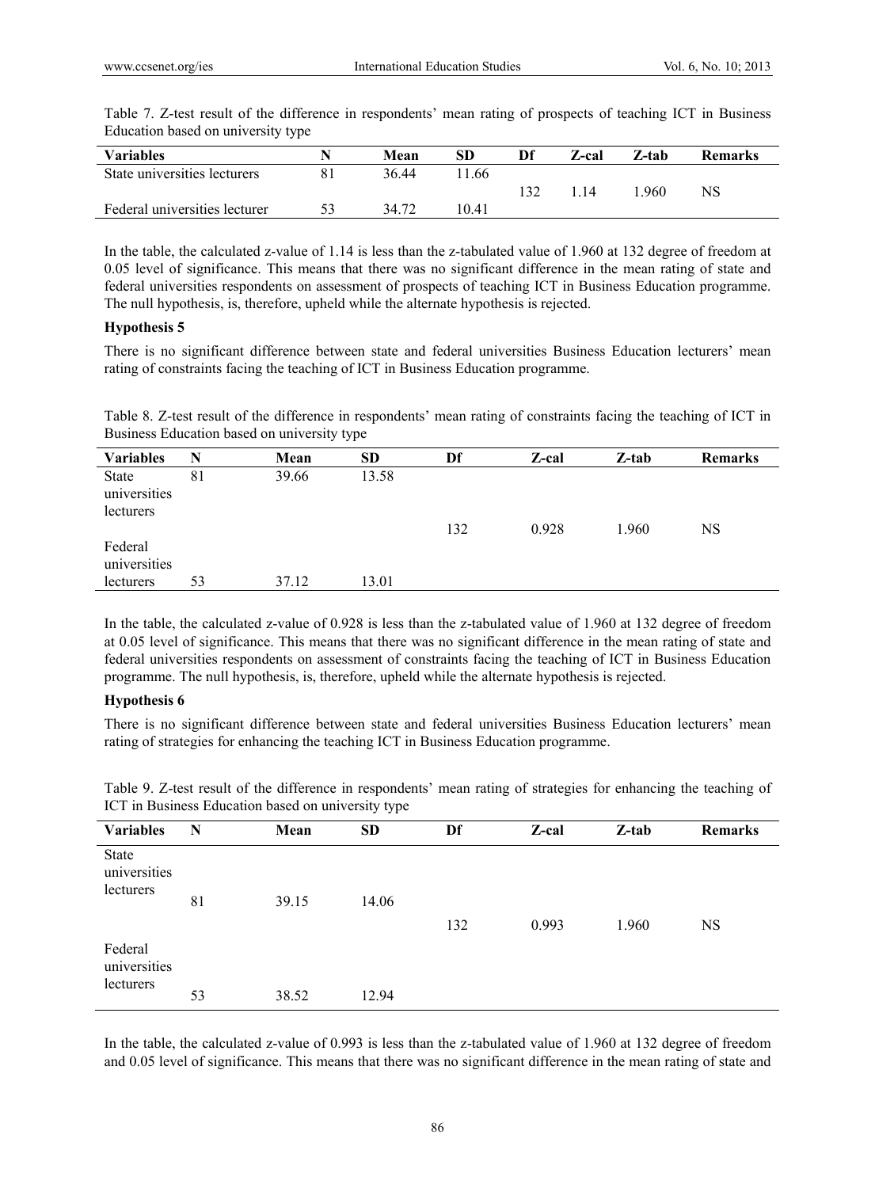Table 7. Z-test result of the difference in respondents' mean rating of prospects of teaching ICT in Business Education based on university type

| Variables | N | Mean | SD | Df | Z-cal | Z-tab | Remarks |
|---|---|---|---|---|---|---|---|
| State universities lecturers | 81 | 36.44 | 11.66 | 132 | 1.14 | 1.960 | NS |
| Federal universities lecturer | 53 | 34.72 | 10.41 | | | | |

In the table, the calculated z-value of 1.14 is less than the z-tabulated value of 1.960 at 132 degree of freedom at 0.05 level of significance. This means that there was no significant difference in the mean rating of state and federal universities respondents on assessment of prospects of teaching ICT in Business Education programme. The null hypothesis, is, therefore, upheld while the alternate hypothesis is rejected.

**Hypothesis 5**

There is no significant difference between state and federal universities Business Education lecturers' mean rating of constraints facing the teaching of ICT in Business Education programme.

Table 8. Z-test result of the difference in respondents' mean rating of constraints facing the teaching of ICT in Business Education based on university type

| Variables | N | Mean | SD | Df | Z-cal | Z-tab | Remarks |
|---|---|---|---|---|---|---|---|
| State universities lecturers | 81 | 39.66 | 13.58 | 132 | 0.928 | 1.960 | NS |
| Federal universities lecturers | 53 | 37.12 | 13.01 | | | | |

In the table, the calculated z-value of 0.928 is less than the z-tabulated value of 1.960 at 132 degree of freedom at 0.05 level of significance. This means that there was no significant difference in the mean rating of state and federal universities respondents on assessment of constraints facing the teaching of ICT in Business Education programme. The null hypothesis, is, therefore, upheld while the alternate hypothesis is rejected.

**Hypothesis 6**

There is no significant difference between state and federal universities Business Education lecturers' mean rating of strategies for enhancing the teaching ICT in Business Education programme.

Table 9. Z-test result of the difference in respondents' mean rating of strategies for enhancing the teaching of ICT in Business Education based on university type

| Variables | N | Mean | SD | Df | Z-cal | Z-tab | Remarks |
|---|---|---|---|---|---|---|---|
| State universities lecturers | 81 | 39.15 | 14.06 | 132 | 0.993 | 1.960 | NS |
| Federal universities lecturers | 53 | 38.52 | 12.94 | | | | |

In the table, the calculated z-value of 0.993 is less than the z-tabulated value of 1.960 at 132 degree of freedom and 0.05 level of significance. This means that there was no significant difference in the mean rating of state and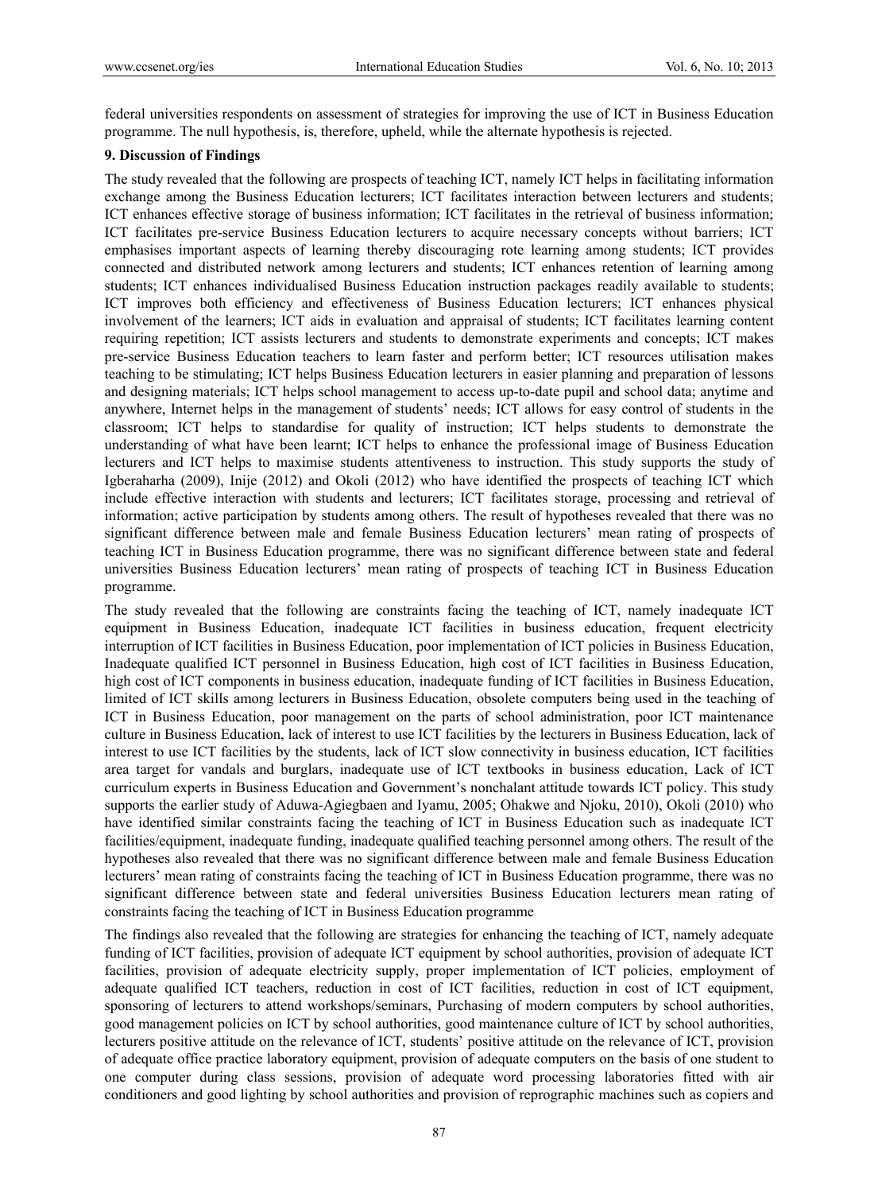federal universities respondents on assessment of strategies for improving the use of ICT in Business Education programme. The null hypothesis, is, therefore, upheld, while the alternate hypothesis is rejected.

### 9. Discussion of Findings

The study revealed that the following are prospects of teaching ICT, namely ICT helps in facilitating information exchange among the Business Education lecturers; ICT facilitates interaction between lecturers and students; ICT enhances effective storage of business information; ICT facilitates in the retrieval of business information; ICT facilitates pre-service Business Education lecturers to acquire necessary concepts without barriers; ICT emphasises important aspects of learning thereby discouraging rote learning among students; ICT provides connected and distributed network among lecturers and students; ICT enhances retention of learning among students; ICT enhances individualised Business Education instruction packages readily available to students; ICT improves both efficiency and effectiveness of Business Education lecturers; ICT enhances physical involvement of the learners; ICT aids in evaluation and appraisal of students; ICT facilitates learning content requiring repetition; ICT assists lecturers and students to demonstrate experiments and concepts; ICT makes pre-service Business Education teachers to learn faster and perform better; ICT resources utilisation makes teaching to be stimulating; ICT helps Business Education lecturers in easier planning and preparation of lessons and designing materials; ICT helps school management to access up-to-date pupil and school data; anytime and anywhere, Internet helps in the management of students' needs; ICT allows for easy control of students in the classroom; ICT helps to standardise for quality of instruction; ICT helps students to demonstrate the understanding of what have been learnt; ICT helps to enhance the professional image of Business Education lecturers and ICT helps to maximise students attentiveness to instruction. This study supports the study of Igberaharha (2009), Inije (2012) and Okoli (2012) who have identified the prospects of teaching ICT which include effective interaction with students and lecturers; ICT facilitates storage, processing and retrieval of information; active participation by students among others. The result of hypotheses revealed that there was no significant difference between male and female Business Education lecturers' mean rating of prospects of teaching ICT in Business Education programme, there was no significant difference between state and federal universities Business Education lecturers' mean rating of prospects of teaching ICT in Business Education programme.

The study revealed that the following are constraints facing the teaching of ICT, namely inadequate ICT equipment in Business Education, inadequate ICT facilities in business education, frequent electricity interruption of ICT facilities in Business Education, poor implementation of ICT policies in Business Education, Inadequate qualified ICT personnel in Business Education, high cost of ICT facilities in Business Education, high cost of ICT components in business education, inadequate funding of ICT facilities in Business Education, limited of ICT skills among lecturers in Business Education, obsolete computers being used in the teaching of ICT in Business Education, poor management on the parts of school administration, poor ICT maintenance culture in Business Education, lack of interest to use ICT facilities by the lecturers in Business Education, lack of interest to use ICT facilities by the students, lack of ICT slow connectivity in business education, ICT facilities area target for vandals and burglars, inadequate use of ICT textbooks in business education, Lack of ICT curriculum experts in Business Education and Government's nonchalant attitude towards ICT policy. This study supports the earlier study of Aduwa-Agiegbaen and Iyamu, 2005; Ohakwe and Njoku, 2010), Okoli (2010) who have identified similar constraints facing the teaching of ICT in Business Education such as inadequate ICT facilities/equipment, inadequate funding, inadequate qualified teaching personnel among others. The result of the hypotheses also revealed that there was no significant difference between male and female Business Education lecturers' mean rating of constraints facing the teaching of ICT in Business Education programme, there was no significant difference between state and federal universities Business Education lecturers mean rating of constraints facing the teaching of ICT in Business Education programme

The findings also revealed that the following are strategies for enhancing the teaching of ICT, namely adequate funding of ICT facilities, provision of adequate ICT equipment by school authorities, provision of adequate ICT facilities, provision of adequate electricity supply, proper implementation of ICT policies, employment of adequate qualified ICT teachers, reduction in cost of ICT facilities, reduction in cost of ICT equipment, sponsoring of lecturers to attend workshops/seminars, Purchasing of modern computers by school authorities, good management policies on ICT by school authorities, good maintenance culture of ICT by school authorities, lecturers positive attitude on the relevance of ICT, students' positive attitude on the relevance of ICT, provision of adequate office practice laboratory equipment, provision of adequate computers on the basis of one student to one computer during class sessions, provision of adequate word processing laboratories fitted with air conditioners and good lighting by school authorities and provision of reprographic machines such as copiers and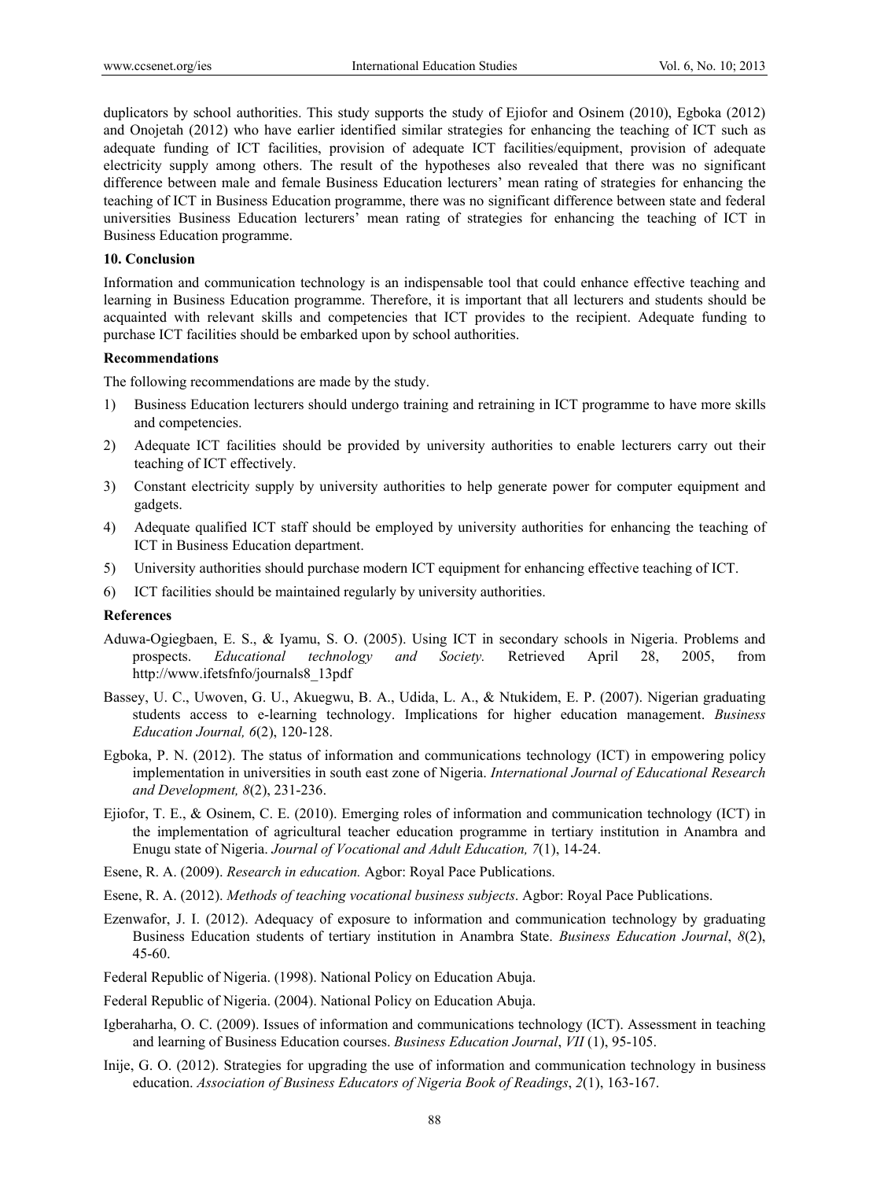duplicators by school authorities. This study supports the study of Ejiofor and Osinem (2010), Egboka (2012) and Onojetah (2012) who have earlier identified similar strategies for enhancing the teaching of ICT such as adequate funding of ICT facilities, provision of adequate ICT facilities/equipment, provision of adequate electricity supply among others. The result of the hypotheses also revealed that there was no significant difference between male and female Business Education lecturers' mean rating of strategies for enhancing the teaching of ICT in Business Education programme, there was no significant difference between state and federal universities Business Education lecturers' mean rating of strategies for enhancing the teaching of ICT in Business Education programme.

## 10. Conclusion

Information and communication technology is an indispensable tool that could enhance effective teaching and learning in Business Education programme. Therefore, it is important that all lecturers and students should be acquainted with relevant skills and competencies that ICT provides to the recipient. Adequate funding to purchase ICT facilities should be embarked upon by school authorities.

### Recommendations

The following recommendations are made by the study.

1) Business Education lecturers should undergo training and retraining in ICT programme to have more skills and competencies.
2) Adequate ICT facilities should be provided by university authorities to enable lecturers carry out their teaching of ICT effectively.
3) Constant electricity supply by university authorities to help generate power for computer equipment and gadgets.
4) Adequate qualified ICT staff should be employed by university authorities for enhancing the teaching of ICT in Business Education department.
5) University authorities should purchase modern ICT equipment for enhancing effective teaching of ICT.
6) ICT facilities should be maintained regularly by university authorities.

## References

Aduwa-Ogiegbaen, E. S., & Iyamu, S. O. (2005). Using ICT in secondary schools in Nigeria. Problems and prospects. *Educational technology and Society.* Retrieved April 28, 2005, from http://www.ifetsfnfo/journals8_13pdf

Bassey, U. C., Uwoven, G. U., Akuegwu, B. A., Udida, L. A., & Ntukidem, E. P. (2007). Nigerian graduating students access to e-learning technology. Implications for higher education management. *Business Education Journal, 6*(2), 120-128.

Egboka, P. N. (2012). The status of information and communications technology (ICT) in empowering policy implementation in universities in south east zone of Nigeria. *International Journal of Educational Research and Development, 8*(2), 231-236.

Ejiofor, T. E., & Osinem, C. E. (2010). Emerging roles of information and communication technology (ICT) in the implementation of agricultural teacher education programme in tertiary institution in Anambra and Enugu state of Nigeria. *Journal of Vocational and Adult Education, 7*(1), 14-24.

Esene, R. A. (2009). *Research in education.* Agbor: Royal Pace Publications.

Esene, R. A. (2012). *Methods of teaching vocational business subjects*. Agbor: Royal Pace Publications.

Ezenwafor, J. I. (2012). Adequacy of exposure to information and communication technology by graduating Business Education students of tertiary institution in Anambra State. *Business Education Journal*, *8*(2), 45-60.

Federal Republic of Nigeria. (1998). National Policy on Education Abuja.

Federal Republic of Nigeria. (2004). National Policy on Education Abuja.

Igberaharha, O. C. (2009). Issues of information and communications technology (ICT). Assessment in teaching and learning of Business Education courses. *Business Education Journal*, *VII* (1), 95-105.

Inije, G. O. (2012). Strategies for upgrading the use of information and communication technology in business education. *Association of Business Educators of Nigeria Book of Readings*, *2*(1), 163-167.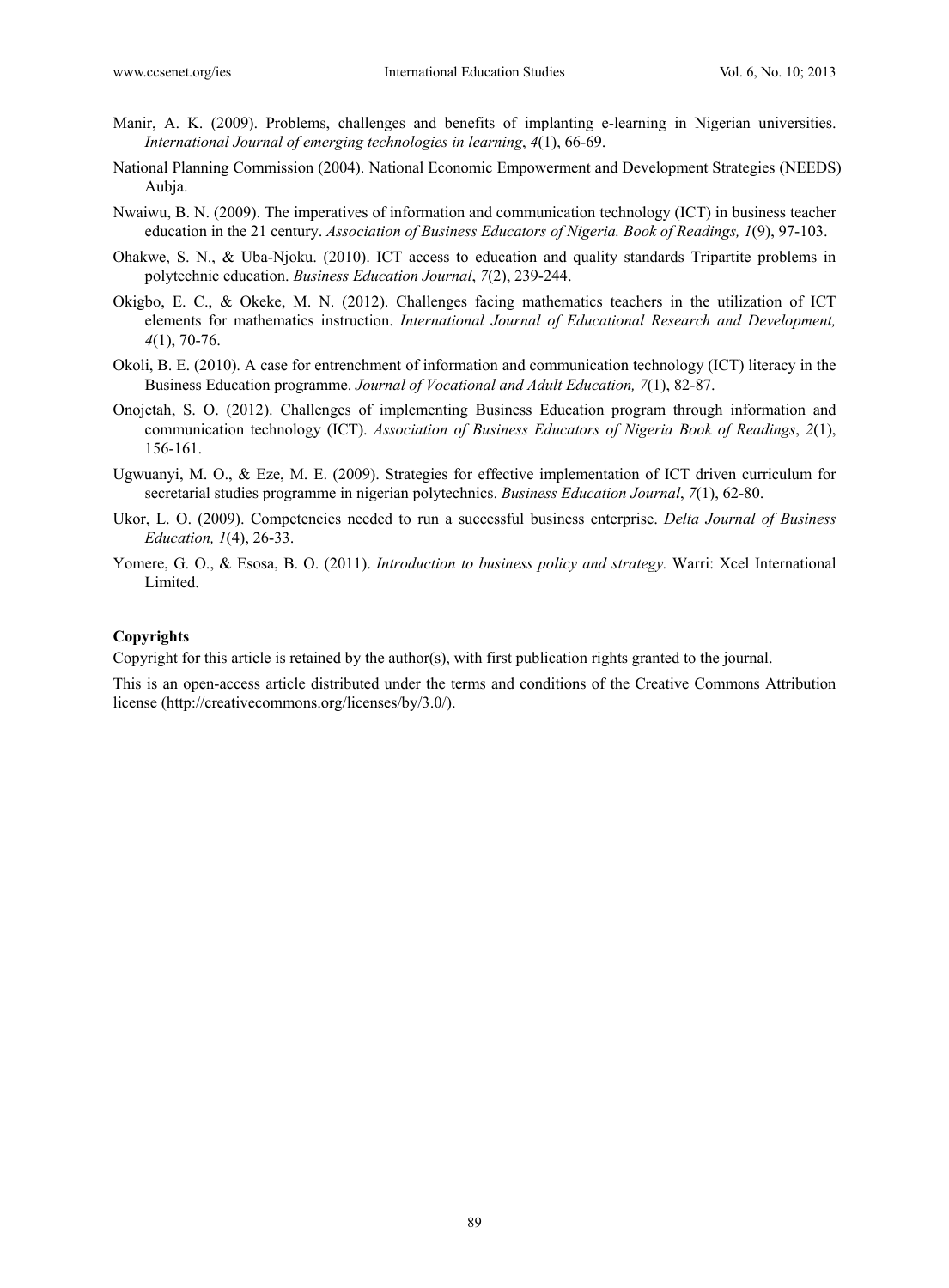Manir, A. K. (2009). Problems, challenges and benefits of implanting e-learning in Nigerian universities. *International Journal of emerging technologies in learning*, *4*(1), 66-69.

National Planning Commission (2004). National Economic Empowerment and Development Strategies (NEEDS) Aubja.

Nwaiwu, B. N. (2009). The imperatives of information and communication technology (ICT) in business teacher education in the 21 century. *Association of Business Educators of Nigeria. Book of Readings, 1*(9), 97-103.

Ohakwe, S. N., & Uba-Njoku. (2010). ICT access to education and quality standards Tripartite problems in polytechnic education. *Business Education Journal*, *7*(2), 239-244.

Okigbo, E. C., & Okeke, M. N. (2012). Challenges facing mathematics teachers in the utilization of ICT elements for mathematics instruction. *International Journal of Educational Research and Development, 4*(1), 70-76.

Okoli, B. E. (2010). A case for entrenchment of information and communication technology (ICT) literacy in the Business Education programme. *Journal of Vocational and Adult Education, 7*(1), 82-87.

Onojetah, S. O. (2012). Challenges of implementing Business Education program through information and communication technology (ICT). *Association of Business Educators of Nigeria Book of Readings*, *2*(1), 156-161.

Ugwuanyi, M. O., & Eze, M. E. (2009). Strategies for effective implementation of ICT driven curriculum for secretarial studies programme in nigerian polytechnics. *Business Education Journal*, *7*(1), 62-80.

Ukor, L. O. (2009). Competencies needed to run a successful business enterprise. *Delta Journal of Business Education, 1*(4), 26-33.

Yomere, G. O., & Esosa, B. O. (2011). *Introduction to business policy and strategy.* Warri: Xcel International Limited.

**Copyrights**

Copyright for this article is retained by the author(s), with first publication rights granted to the journal.

This is an open-access article distributed under the terms and conditions of the Creative Commons Attribution license (http://creativecommons.org/licenses/by/3.0/).